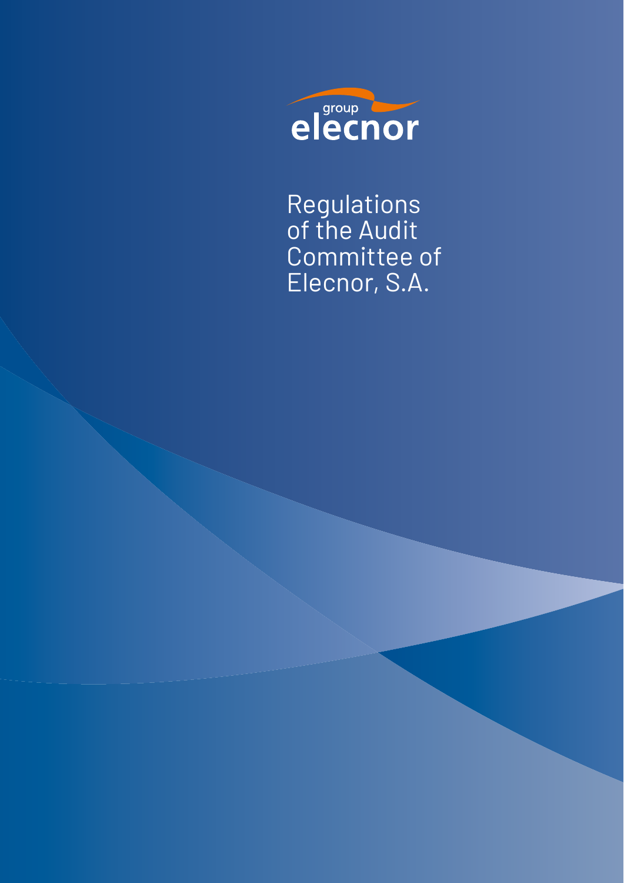group elecnor

# Regulations of the Audit Committee of Elecnor, S.A.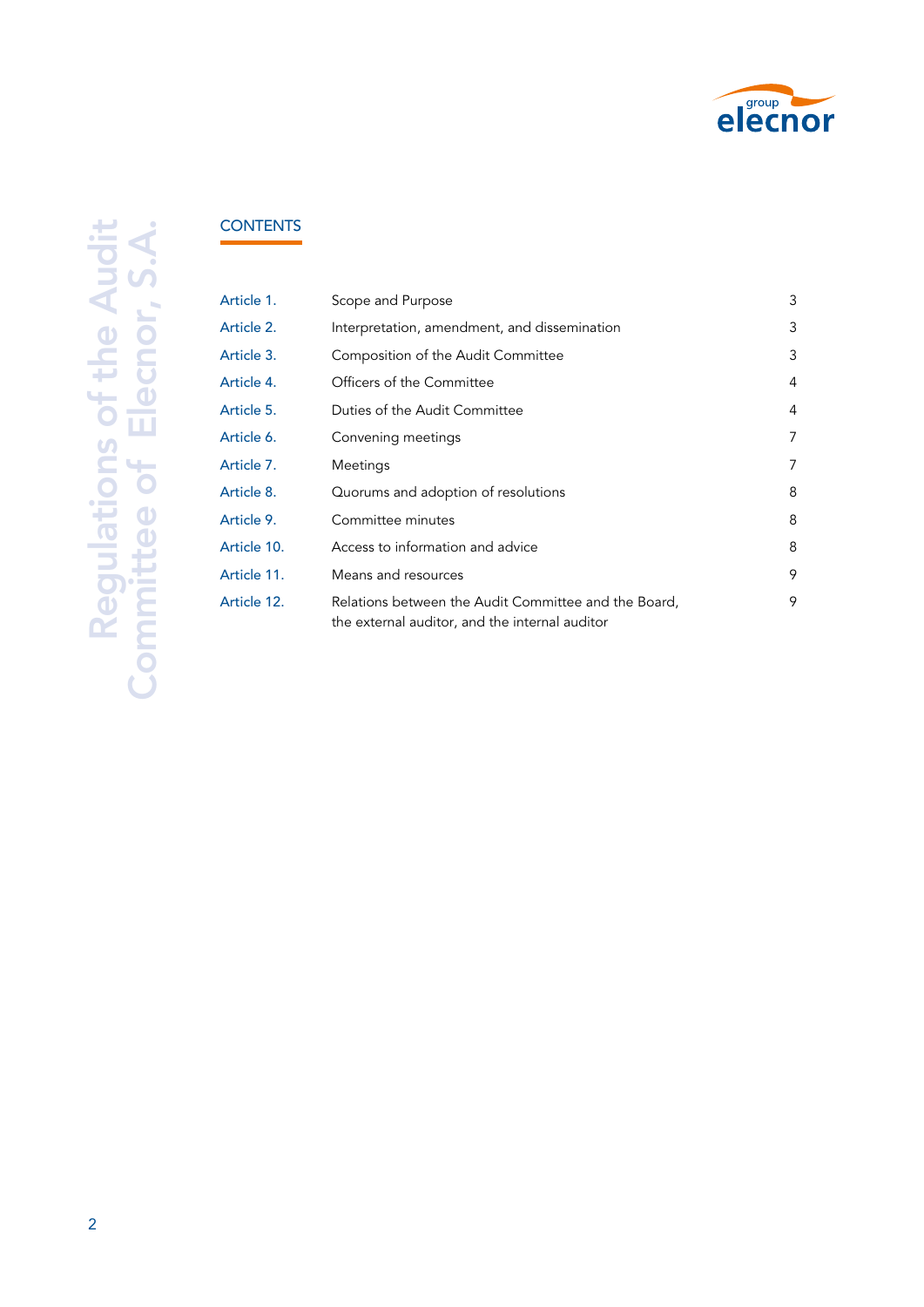## CONTENTS

| | | |
|---|---|---|
| Article 1. | Scope and Purpose | 3 |
| Article 2. | Interpretation, amendment, and dissemination | 3 |
| Article 3. | Composition of the Audit Committee | 3 |
| Article 4. | Officers of the Committee | 4 |
| Article 5. | Duties of the Audit Committee | 4 |
| Article 6. | Convening meetings | 7 |
| Article 7. | Meetings | 7 |
| Article 8. | Quorums and adoption of resolutions | 8 |
| Article 9. | Committee minutes | 8 |
| Article 10. | Access to information and advice | 8 |
| Article 11. | Means and resources | 9 |
| Article 12. | Relations between the Audit Committee and the Board, the external auditor, and the internal auditor | 9 |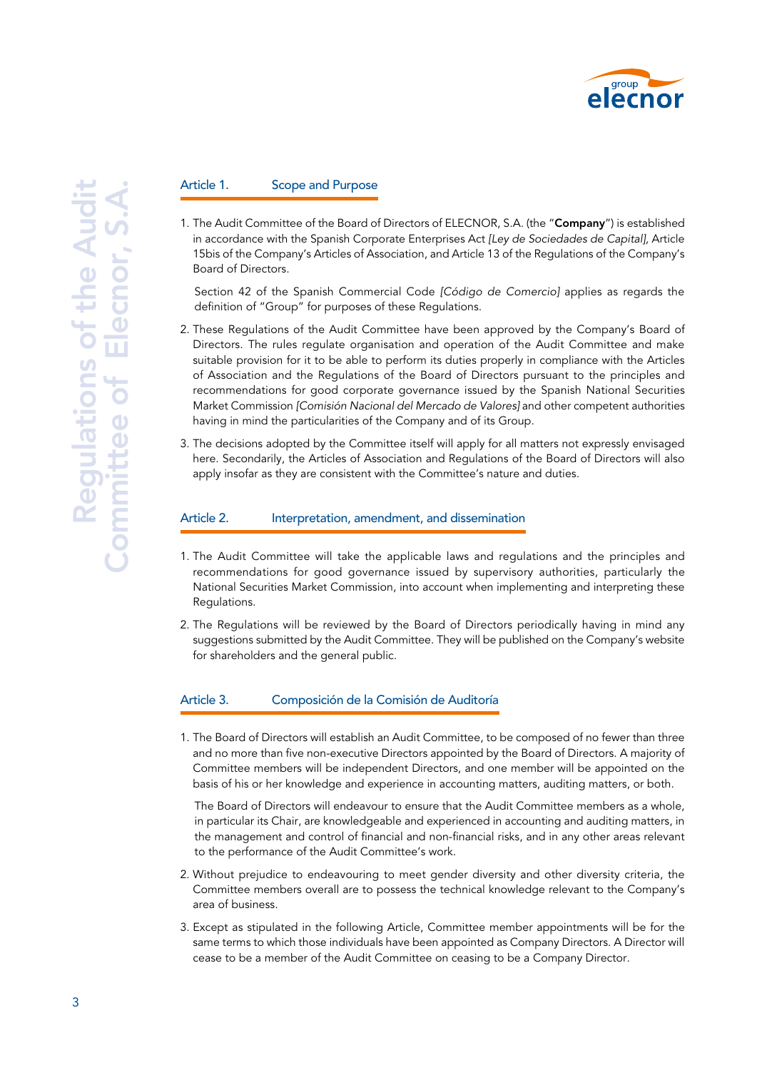## Article 1. Scope and Purpose

1. The Audit Committee of the Board of Directors of ELECNOR, S.A. (the "**Company**") is established in accordance with the Spanish Corporate Enterprises Act *[Ley de Sociedades de Capital]*, Article 15bis of the Company's Articles of Association, and Article 13 of the Regulations of the Company's Board of Directors.

   Section 42 of the Spanish Commercial Code *[Código de Comercio]* applies as regards the definition of "Group" for purposes of these Regulations.

2. These Regulations of the Audit Committee have been approved by the Company's Board of Directors. The rules regulate organisation and operation of the Audit Committee and make suitable provision for it to be able to perform its duties properly in compliance with the Articles of Association and the Regulations of the Board of Directors pursuant to the principles and recommendations for good corporate governance issued by the Spanish National Securities Market Commission *[Comisión Nacional del Mercado de Valores]* and other competent authorities having in mind the particularities of the Company and of its Group.

3. The decisions adopted by the Committee itself will apply for all matters not expressly envisaged here. Secondarily, the Articles of Association and Regulations of the Board of Directors will also apply insofar as they are consistent with the Committee's nature and duties.

## Article 2. Interpretation, amendment, and dissemination

1. The Audit Committee will take the applicable laws and regulations and the principles and recommendations for good governance issued by supervisory authorities, particularly the National Securities Market Commission, into account when implementing and interpreting these Regulations.

2. The Regulations will be reviewed by the Board of Directors periodically having in mind any suggestions submitted by the Audit Committee. They will be published on the Company's website for shareholders and the general public.

## Article 3. Composición de la Comisión de Auditoría

1. The Board of Directors will establish an Audit Committee, to be composed of no fewer than three and no more than five non-executive Directors appointed by the Board of Directors. A majority of Committee members will be independent Directors, and one member will be appointed on the basis of his or her knowledge and experience in accounting matters, auditing matters, or both.

   The Board of Directors will endeavour to ensure that the Audit Committee members as a whole, in particular its Chair, are knowledgeable and experienced in accounting and auditing matters, in the management and control of financial and non-financial risks, and in any other areas relevant to the performance of the Audit Committee's work.

2. Without prejudice to endeavouring to meet gender diversity and other diversity criteria, the Committee members overall are to possess the technical knowledge relevant to the Company's area of business.

3. Except as stipulated in the following Article, Committee member appointments will be for the same terms to which those individuals have been appointed as Company Directors. A Director will cease to be a member of the Audit Committee on ceasing to be a Company Director.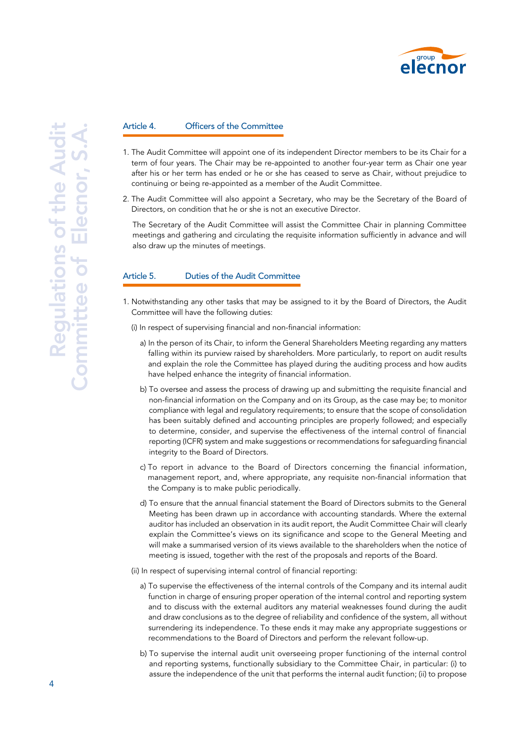## Article 4. Officers of the Committee

1. The Audit Committee will appoint one of its independent Director members to be its Chair for a term of four years. The Chair may be re-appointed to another four-year term as Chair one year after his or her term has ended or he or she has ceased to serve as Chair, without prejudice to continuing or being re-appointed as a member of the Audit Committee.

2. The Audit Committee will also appoint a Secretary, who may be the Secretary of the Board of Directors, on condition that he or she is not an executive Director.

   The Secretary of the Audit Committee will assist the Committee Chair in planning Committee meetings and gathering and circulating the requisite information sufficiently in advance and will also draw up the minutes of meetings.

## Article 5. Duties of the Audit Committee

1. Notwithstanding any other tasks that may be assigned to it by the Board of Directors, the Audit Committee will have the following duties:

   (i) In respect of supervising financial and non-financial information:

   a) In the person of its Chair, to inform the General Shareholders Meeting regarding any matters falling within its purview raised by shareholders. More particularly, to report on audit results and explain the role the Committee has played during the auditing process and how audits have helped enhance the integrity of financial information.

   b) To oversee and assess the process of drawing up and submitting the requisite financial and non-financial information on the Company and on its Group, as the case may be; to monitor compliance with legal and regulatory requirements; to ensure that the scope of consolidation has been suitably defined and accounting principles are properly followed; and especially to determine, consider, and supervise the effectiveness of the internal control of financial reporting (ICFR) system and make suggestions or recommendations for safeguarding financial integrity to the Board of Directors.

   c) To report in advance to the Board of Directors concerning the financial information, management report, and, where appropriate, any requisite non-financial information that the Company is to make public periodically.

   d) To ensure that the annual financial statement the Board of Directors submits to the General Meeting has been drawn up in accordance with accounting standards. Where the external auditor has included an observation in its audit report, the Audit Committee Chair will clearly explain the Committee's views on its significance and scope to the General Meeting and will make a summarised version of its views available to the shareholders when the notice of meeting is issued, together with the rest of the proposals and reports of the Board.

   (ii) In respect of supervising internal control of financial reporting:

   a) To supervise the effectiveness of the internal controls of the Company and its internal audit function in charge of ensuring proper operation of the internal control and reporting system and to discuss with the external auditors any material weaknesses found during the audit and draw conclusions as to the degree of reliability and confidence of the system, all without surrendering its independence. To these ends it may make any appropriate suggestions or recommendations to the Board of Directors and perform the relevant follow-up.

   b) To supervise the internal audit unit overseeing proper functioning of the internal control and reporting systems, functionally subsidiary to the Committee Chair, in particular: (i) to assure the independence of the unit that performs the internal audit function; (ii) to propose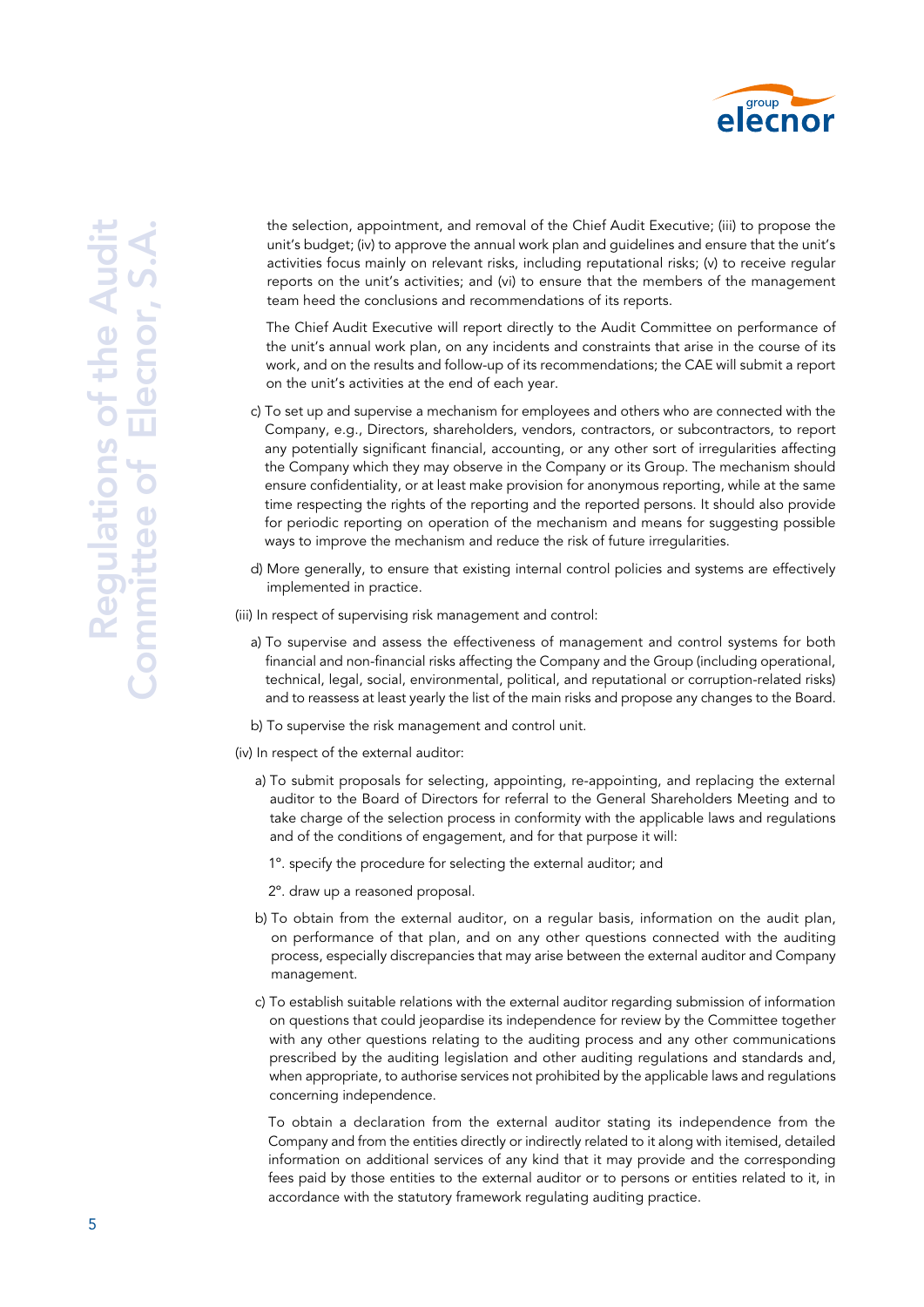the selection, appointment, and removal of the Chief Audit Executive; (iii) to propose the unit's budget; (iv) to approve the annual work plan and guidelines and ensure that the unit's activities focus mainly on relevant risks, including reputational risks; (v) to receive regular reports on the unit's activities; and (vi) to ensure that the members of the management team heed the conclusions and recommendations of its reports.

The Chief Audit Executive will report directly to the Audit Committee on performance of the unit's annual work plan, on any incidents and constraints that arise in the course of its work, and on the results and follow-up of its recommendations; the CAE will submit a report on the unit's activities at the end of each year.

c) To set up and supervise a mechanism for employees and others who are connected with the Company, e.g., Directors, shareholders, vendors, contractors, or subcontractors, to report any potentially significant financial, accounting, or any other sort of irregularities affecting the Company which they may observe in the Company or its Group. The mechanism should ensure confidentiality, or at least make provision for anonymous reporting, while at the same time respecting the rights of the reporting and the reported persons. It should also provide for periodic reporting on operation of the mechanism and means for suggesting possible ways to improve the mechanism and reduce the risk of future irregularities.

d) More generally, to ensure that existing internal control policies and systems are effectively implemented in practice.

(iii) In respect of supervising risk management and control:

a) To supervise and assess the effectiveness of management and control systems for both financial and non-financial risks affecting the Company and the Group (including operational, technical, legal, social, environmental, political, and reputational or corruption-related risks) and to reassess at least yearly the list of the main risks and propose any changes to the Board.

b) To supervise the risk management and control unit.

(iv) In respect of the external auditor:

a) To submit proposals for selecting, appointing, re-appointing, and replacing the external auditor to the Board of Directors for referral to the General Shareholders Meeting and to take charge of the selection process in conformity with the applicable laws and regulations and of the conditions of engagement, and for that purpose it will:

1°. specify the procedure for selecting the external auditor; and

2°. draw up a reasoned proposal.

b) To obtain from the external auditor, on a regular basis, information on the audit plan, on performance of that plan, and on any other questions connected with the auditing process, especially discrepancies that may arise between the external auditor and Company management.

c) To establish suitable relations with the external auditor regarding submission of information on questions that could jeopardise its independence for review by the Committee together with any other questions relating to the auditing process and any other communications prescribed by the auditing legislation and other auditing regulations and standards and, when appropriate, to authorise services not prohibited by the applicable laws and regulations concerning independence.

To obtain a declaration from the external auditor stating its independence from the Company and from the entities directly or indirectly related to it along with itemised, detailed information on additional services of any kind that it may provide and the corresponding fees paid by those entities to the external auditor or to persons or entities related to it, in accordance with the statutory framework regulating auditing practice.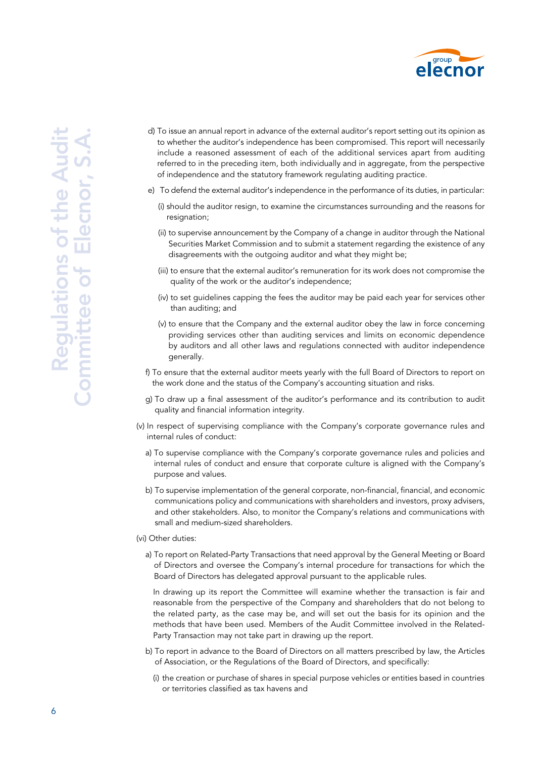d) To issue an annual report in advance of the external auditor's report setting out its opinion as to whether the auditor's independence has been compromised. This report will necessarily include a reasoned assessment of each of the additional services apart from auditing referred to in the preceding item, both individually and in aggregate, from the perspective of independence and the statutory framework regulating auditing practice.

e) To defend the external auditor's independence in the performance of its duties, in particular:

(i) should the auditor resign, to examine the circumstances surrounding and the reasons for resignation;

(ii) to supervise announcement by the Company of a change in auditor through the National Securities Market Commission and to submit a statement regarding the existence of any disagreements with the outgoing auditor and what they might be;

(iii) to ensure that the external auditor's remuneration for its work does not compromise the quality of the work or the auditor's independence;

(iv) to set guidelines capping the fees the auditor may be paid each year for services other than auditing; and

(v) to ensure that the Company and the external auditor obey the law in force concerning providing services other than auditing services and limits on economic dependence by auditors and all other laws and regulations connected with auditor independence generally.

f) To ensure that the external auditor meets yearly with the full Board of Directors to report on the work done and the status of the Company's accounting situation and risks.

g) To draw up a final assessment of the auditor's performance and its contribution to audit quality and financial information integrity.

(v) In respect of supervising compliance with the Company's corporate governance rules and internal rules of conduct:

a) To supervise compliance with the Company's corporate governance rules and policies and internal rules of conduct and ensure that corporate culture is aligned with the Company's purpose and values.

b) To supervise implementation of the general corporate, non-financial, financial, and economic communications policy and communications with shareholders and investors, proxy advisers, and other stakeholders. Also, to monitor the Company's relations and communications with small and medium-sized shareholders.

(vi) Other duties:

a) To report on Related-Party Transactions that need approval by the General Meeting or Board of Directors and oversee the Company's internal procedure for transactions for which the Board of Directors has delegated approval pursuant to the applicable rules.

In drawing up its report the Committee will examine whether the transaction is fair and reasonable from the perspective of the Company and shareholders that do not belong to the related party, as the case may be, and will set out the basis for its opinion and the methods that have been used. Members of the Audit Committee involved in the Related-Party Transaction may not take part in drawing up the report.

b) To report in advance to the Board of Directors on all matters prescribed by law, the Articles of Association, or the Regulations of the Board of Directors, and specifically:

(i) the creation or purchase of shares in special purpose vehicles or entities based in countries or territories classified as tax havens and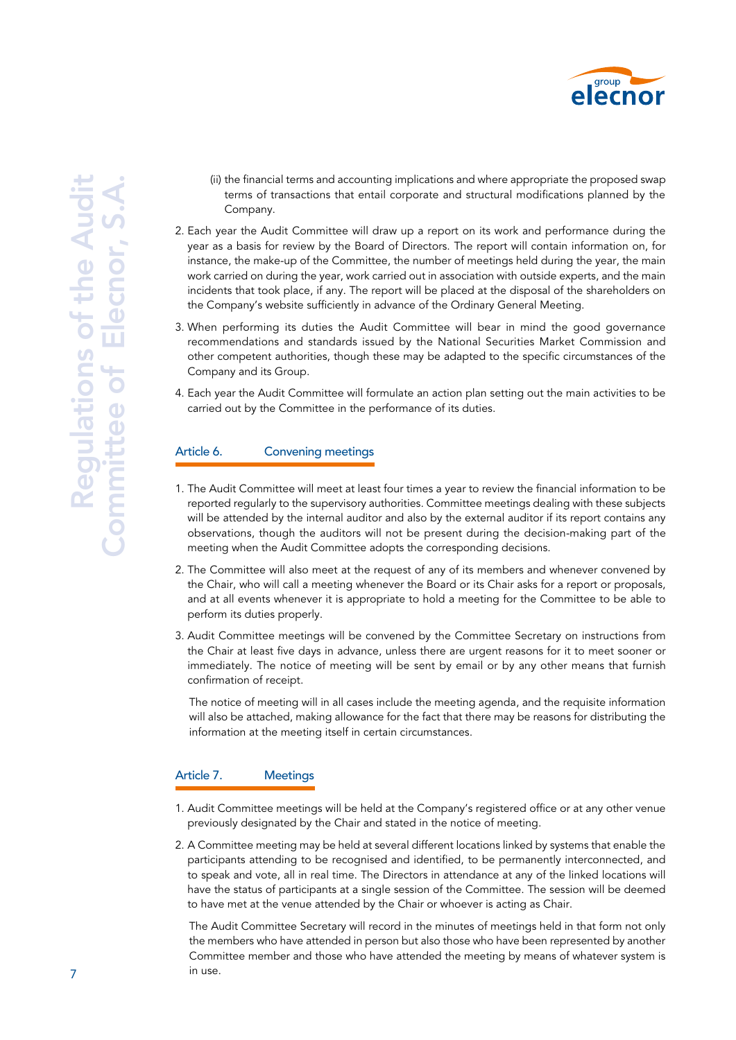(ii) the financial terms and accounting implications and where appropriate the proposed swap terms of transactions that entail corporate and structural modifications planned by the Company.

2. Each year the Audit Committee will draw up a report on its work and performance during the year as a basis for review by the Board of Directors. The report will contain information on, for instance, the make-up of the Committee, the number of meetings held during the year, the main work carried on during the year, work carried out in association with outside experts, and the main incidents that took place, if any. The report will be placed at the disposal of the shareholders on the Company's website sufficiently in advance of the Ordinary General Meeting.

3. When performing its duties the Audit Committee will bear in mind the good governance recommendations and standards issued by the National Securities Market Commission and other competent authorities, though these may be adapted to the specific circumstances of the Company and its Group.

4. Each year the Audit Committee will formulate an action plan setting out the main activities to be carried out by the Committee in the performance of its duties.

## Article 6. Convening meetings

1. The Audit Committee will meet at least four times a year to review the financial information to be reported regularly to the supervisory authorities. Committee meetings dealing with these subjects will be attended by the internal auditor and also by the external auditor if its report contains any observations, though the auditors will not be present during the decision-making part of the meeting when the Audit Committee adopts the corresponding decisions.

2. The Committee will also meet at the request of any of its members and whenever convened by the Chair, who will call a meeting whenever the Board or its Chair asks for a report or proposals, and at all events whenever it is appropriate to hold a meeting for the Committee to be able to perform its duties properly.

3. Audit Committee meetings will be convened by the Committee Secretary on instructions from the Chair at least five days in advance, unless there are urgent reasons for it to meet sooner or immediately. The notice of meeting will be sent by email or by any other means that furnish confirmation of receipt.

   The notice of meeting will in all cases include the meeting agenda, and the requisite information will also be attached, making allowance for the fact that there may be reasons for distributing the information at the meeting itself in certain circumstances.

## Article 7. Meetings

1. Audit Committee meetings will be held at the Company's registered office or at any other venue previously designated by the Chair and stated in the notice of meeting.

2. A Committee meeting may be held at several different locations linked by systems that enable the participants attending to be recognised and identified, to be permanently interconnected, and to speak and vote, all in real time. The Directors in attendance at any of the linked locations will have the status of participants at a single session of the Committee. The session will be deemed to have met at the venue attended by the Chair or whoever is acting as Chair.

   The Audit Committee Secretary will record in the minutes of meetings held in that form not only the members who have attended in person but also those who have been represented by another Committee member and those who have attended the meeting by means of whatever system is in use.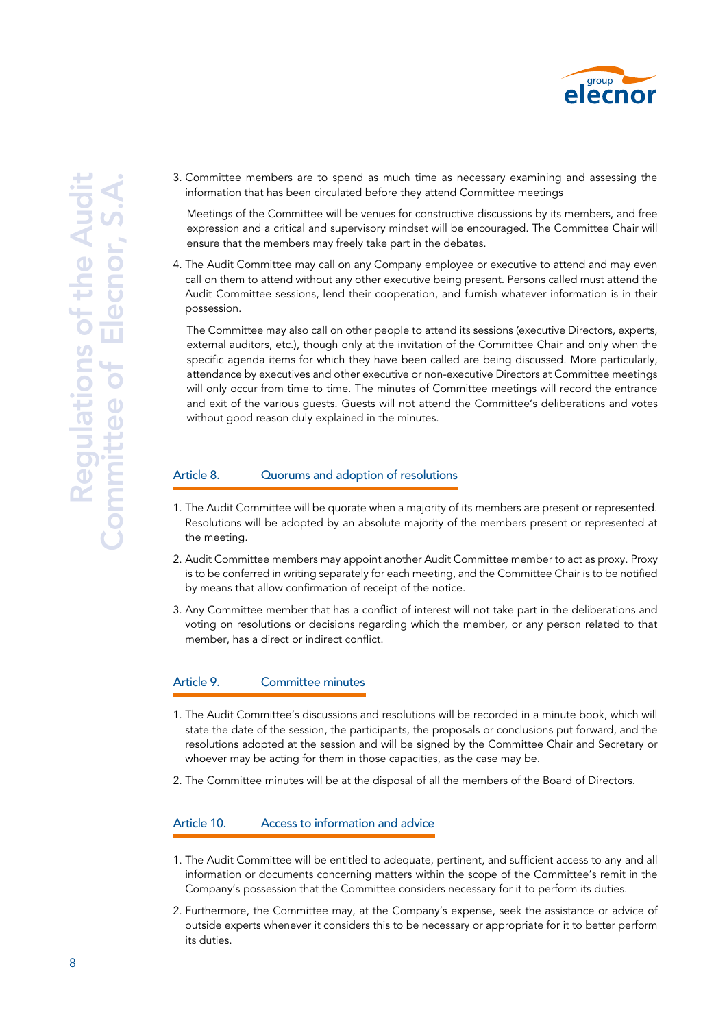3. Committee members are to spend as much time as necessary examining and assessing the information that has been circulated before they attend Committee meetings

   Meetings of the Committee will be venues for constructive discussions by its members, and free expression and a critical and supervisory mindset will be encouraged. The Committee Chair will ensure that the members may freely take part in the debates.

4. The Audit Committee may call on any Company employee or executive to attend and may even call on them to attend without any other executive being present. Persons called must attend the Audit Committee sessions, lend their cooperation, and furnish whatever information is in their possession.

   The Committee may also call on other people to attend its sessions (executive Directors, experts, external auditors, etc.), though only at the invitation of the Committee Chair and only when the specific agenda items for which they have been called are being discussed. More particularly, attendance by executives and other executive or non-executive Directors at Committee meetings will only occur from time to time. The minutes of Committee meetings will record the entrance and exit of the various guests. Guests will not attend the Committee's deliberations and votes without good reason duly explained in the minutes.

## Article 8. Quorums and adoption of resolutions

1. The Audit Committee will be quorate when a majority of its members are present or represented. Resolutions will be adopted by an absolute majority of the members present or represented at the meeting.

2. Audit Committee members may appoint another Audit Committee member to act as proxy. Proxy is to be conferred in writing separately for each meeting, and the Committee Chair is to be notified by means that allow confirmation of receipt of the notice.

3. Any Committee member that has a conflict of interest will not take part in the deliberations and voting on resolutions or decisions regarding which the member, or any person related to that member, has a direct or indirect conflict.

## Article 9. Committee minutes

1. The Audit Committee's discussions and resolutions will be recorded in a minute book, which will state the date of the session, the participants, the proposals or conclusions put forward, and the resolutions adopted at the session and will be signed by the Committee Chair and Secretary or whoever may be acting for them in those capacities, as the case may be.

2. The Committee minutes will be at the disposal of all the members of the Board of Directors.

## Article 10. Access to information and advice

1. The Audit Committee will be entitled to adequate, pertinent, and sufficient access to any and all information or documents concerning matters within the scope of the Committee's remit in the Company's possession that the Committee considers necessary for it to perform its duties.

2. Furthermore, the Committee may, at the Company's expense, seek the assistance or advice of outside experts whenever it considers this to be necessary or appropriate for it to better perform its duties.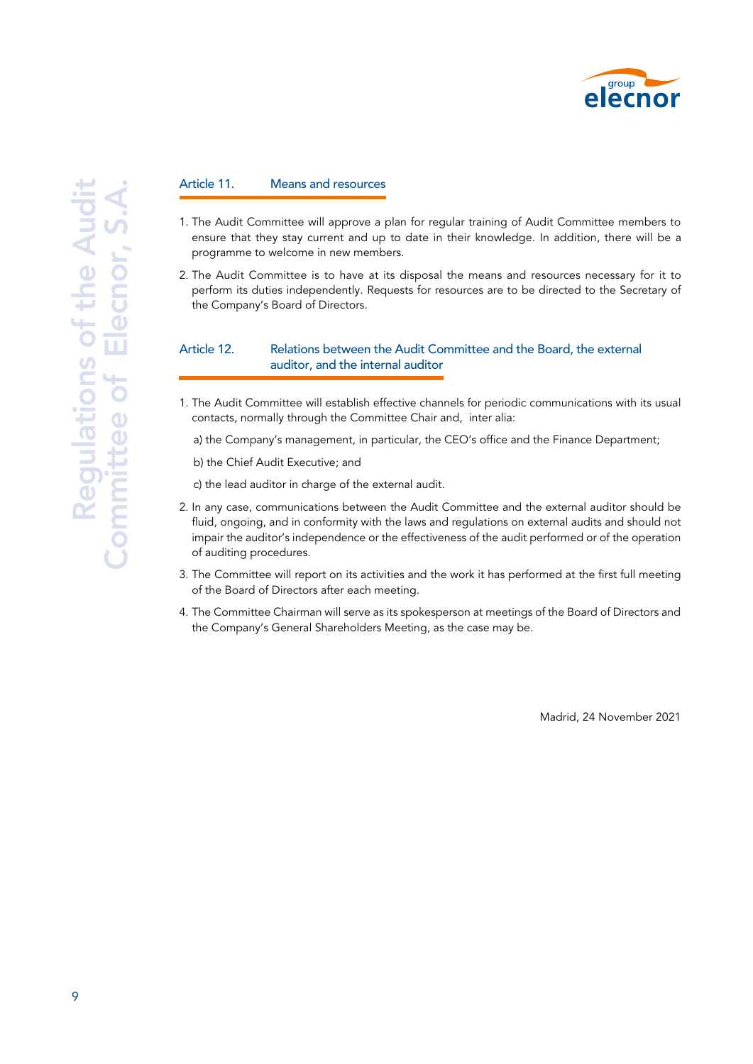## Article 11. Means and resources

1. The Audit Committee will approve a plan for regular training of Audit Committee members to ensure that they stay current and up to date in their knowledge. In addition, there will be a programme to welcome in new members.
2. The Audit Committee is to have at its disposal the means and resources necessary for it to perform its duties independently. Requests for resources are to be directed to the Secretary of the Company's Board of Directors.

## Article 12. Relations between the Audit Committee and the Board, the external auditor, and the internal auditor

1. The Audit Committee will establish effective channels for periodic communications with its usual contacts, normally through the Committee Chair and, inter alia:

   a) the Company's management, in particular, the CEO's office and the Finance Department;

   b) the Chief Audit Executive; and

   c) the lead auditor in charge of the external audit.

2. In any case, communications between the Audit Committee and the external auditor should be fluid, ongoing, and in conformity with the laws and regulations on external audits and should not impair the auditor's independence or the effectiveness of the audit performed or of the operation of auditing procedures.
3. The Committee will report on its activities and the work it has performed at the first full meeting of the Board of Directors after each meeting.
4. The Committee Chairman will serve as its spokesperson at meetings of the Board of Directors and the Company's General Shareholders Meeting, as the case may be.

Madrid, 24 November 2021